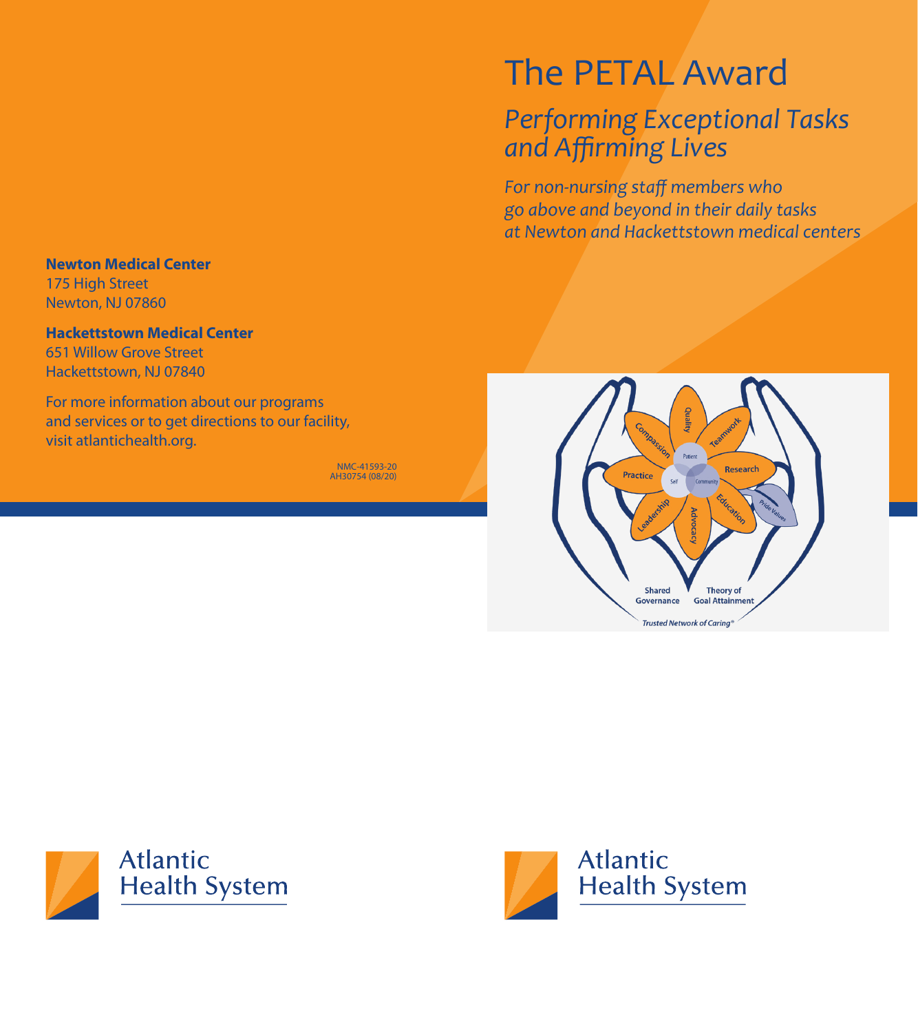# The PETAL Award

## *Performing Exceptional Tasks and Affirming Lives*

*For non-nursing staff members who go above and beyond in their daily tasks at Newton and Hackettstown medical centers*

Quality, Teamwork, Research, Education, Advocacy, Leadership, Practice, Compassion

Patient, Self, Community

Pride Values

Shared Governance

Theory of Goal Attainment

*Trusted Network of Caring®*

**Newton Medical Center**
175 High Street
Newton, NJ 07860

**Hackettstown Medical Center**
651 Willow Grove Street
Hackettstown, NJ 07840

For more information about our programs and services or to get directions to our facility, visit atlantichealth.org.

NMC-41593-20
AH30754 (08/20)

Atlantic Health System

Atlantic Health System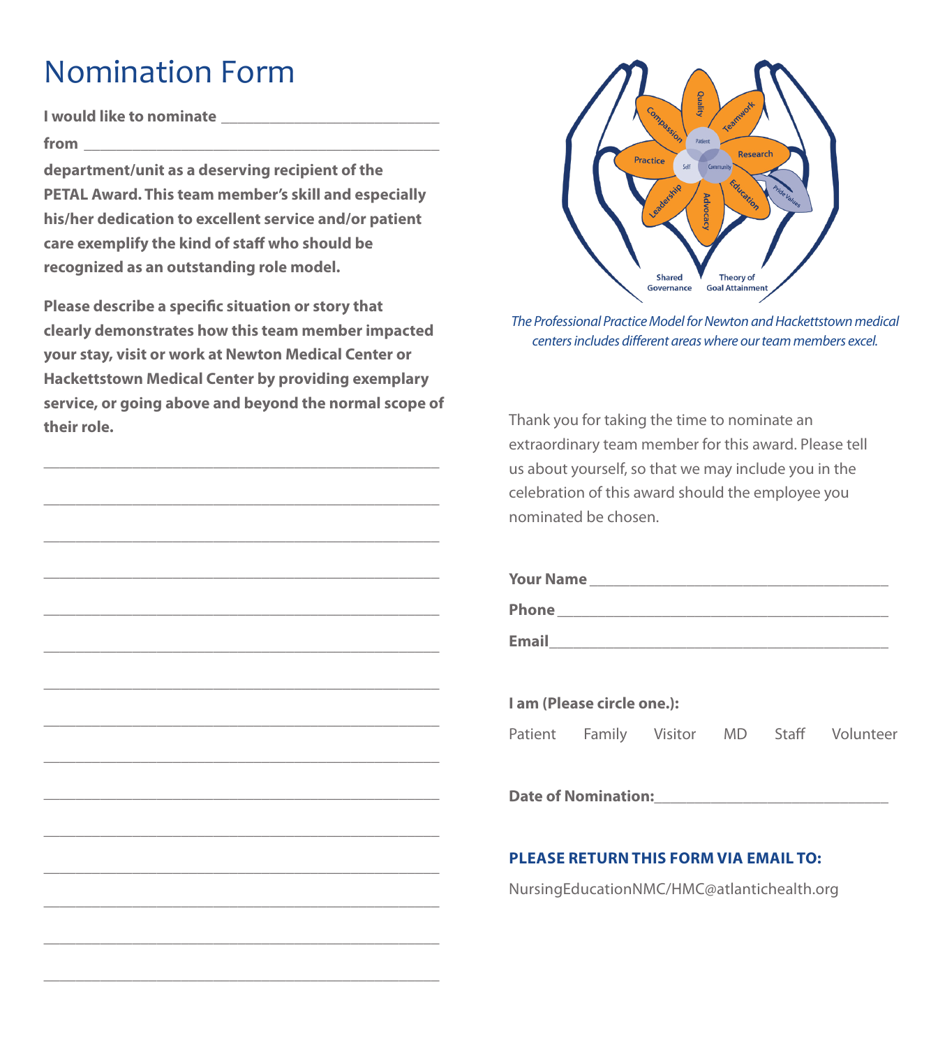# Nomination Form

**I would like to nominate** ___________________________

**from** _____________________________________________

**department/unit as a deserving recipient of the PETAL Award. This team member's skill and especially his/her dedication to excellent service and/or patient care exemplify the kind of staff who should be recognized as an outstanding role model.**

**Please describe a specific situation or story that clearly demonstrates how this team member impacted your stay, visit or work at Newton Medical Center or Hackettstown Medical Center by providing exemplary service, or going above and beyond the normal scope of their role.**

_________________________________________________

_________________________________________________

_________________________________________________

_________________________________________________

_________________________________________________

_________________________________________________

_________________________________________________

_________________________________________________

_________________________________________________

_________________________________________________

_________________________________________________

_________________________________________________

_________________________________________________

_________________________________________________

_________________________________________________

Quality
Teamwork
Compassion
Research
Practice
Patient
Self
Community
Education
Pride Values
Leadership
Advocacy
Shared Governance
Theory of Goal Attainment

*The Professional Practice Model for Newton and Hackettstown medical centers includes different areas where our team members excel.*

Thank you for taking the time to nominate an extraordinary team member for this award. Please tell us about yourself, so that we may include you in the celebration of this award should the employee you nominated be chosen.

**Your Name** ______________________________________

**Phone** _________________________________________

**Email** _________________________________________

**I am (Please circle one.):**

Patient    Family    Visitor    MD    Staff    Volunteer

**Date of Nomination:** ____________________________

**PLEASE RETURN THIS FORM VIA EMAIL TO:**

NursingEducationNMC/HMC@atlantichealth.org